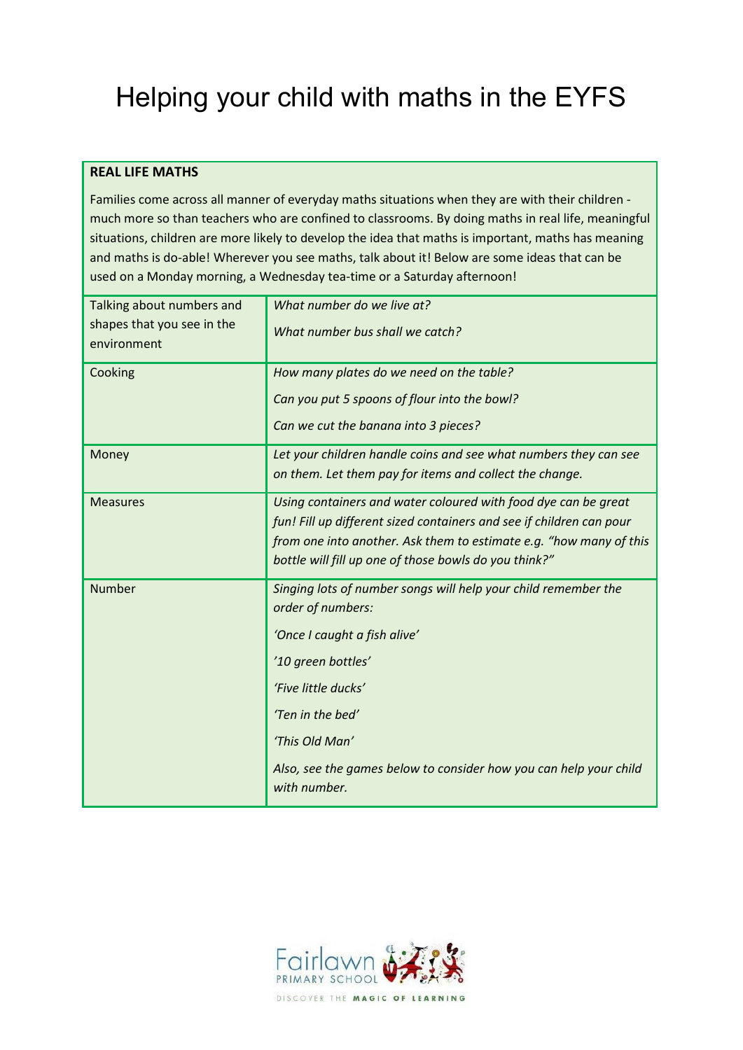# Helping your child with maths in the EYFS

| **REAL LIFE MATHS** | |
|---|---|
| Families come across all manner of everyday maths situations when they are with their children - much more so than teachers who are confined to classrooms. By doing maths in real life, meaningful situations, children are more likely to develop the idea that maths is important, maths has meaning and maths is do-able! Wherever you see maths, talk about it! Below are some ideas that can be used on a Monday morning, a Wednesday tea-time or a Saturday afternoon! | |
| Talking about numbers and shapes that you see in the environment | *What number do we live at?*<br><br>*What number bus shall we catch?* |
| Cooking | *How many plates do we need on the table?*<br><br>*Can you put 5 spoons of flour into the bowl?*<br><br>*Can we cut the banana into 3 pieces?* |
| Money | *Let your children handle coins and see what numbers they can see on them. Let them pay for items and collect the change.* |
| Measures | *Using containers and water coloured with food dye can be great fun! Fill up different sized containers and see if children can pour from one into another. Ask them to estimate e.g. "how many of this bottle will fill up one of those bowls do you think?"* |
| Number | *Singing lots of number songs will help your child remember the order of numbers:*<br><br>*'Once I caught a fish alive'*<br><br>*'10 green bottles'*<br><br>*'Five little ducks'*<br><br>*'Ten in the bed'*<br><br>*'This Old Man'*<br><br>*Also, see the games below to consider how you can help your child with number.* |

Fairlawn PRIMARY SCHOOL
DISCOVER THE MAGIC OF LEARNING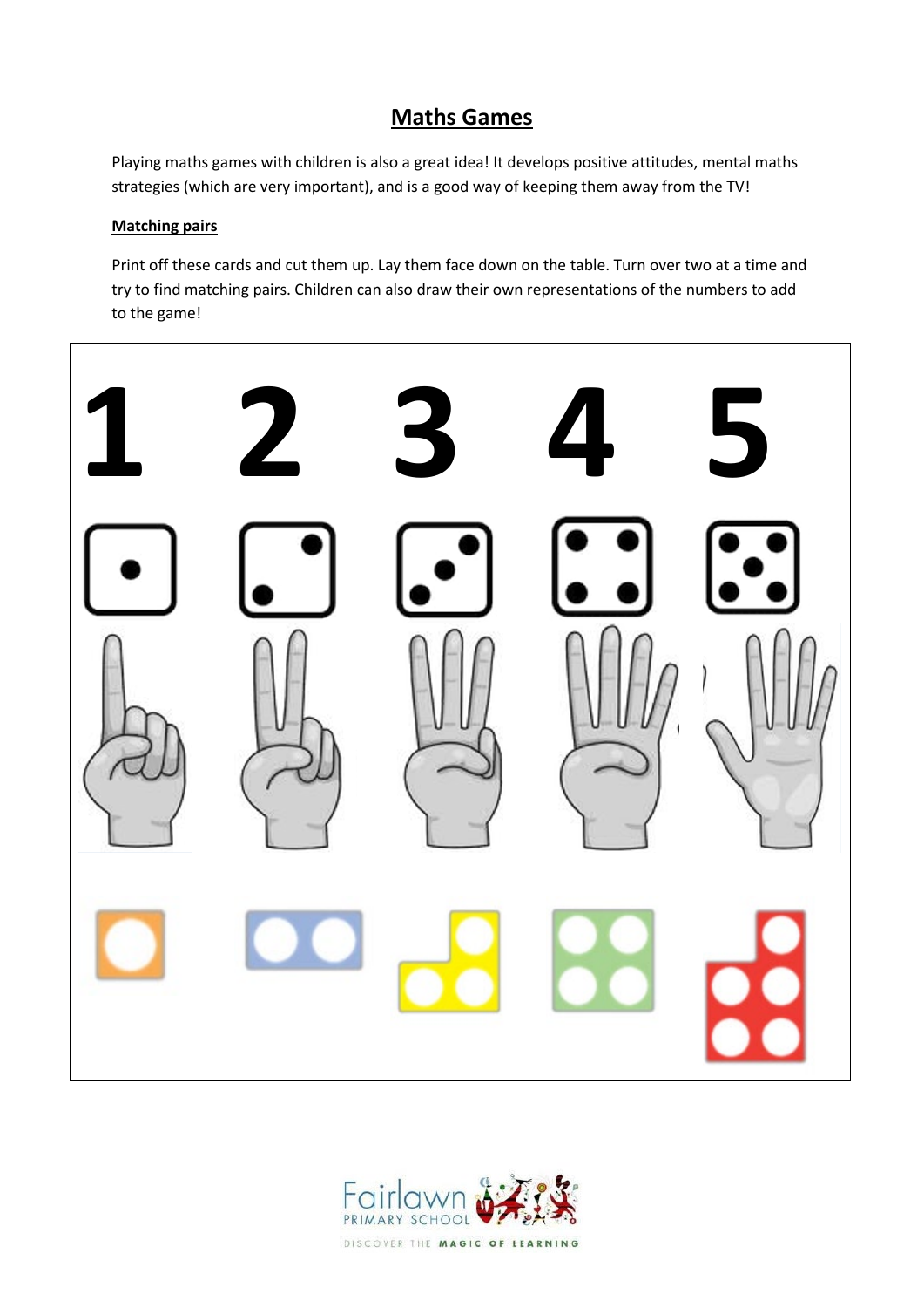# Maths Games

Playing maths games with children is also a great idea! It develops positive attitudes, mental maths strategies (which are very important), and is a good way of keeping them away from the TV!

## Matching pairs

Print off these cards and cut them up. Lay them face down on the table. Turn over two at a time and try to find matching pairs. Children can also draw their own representations of the numbers to add to the game!

1 2 3 4 5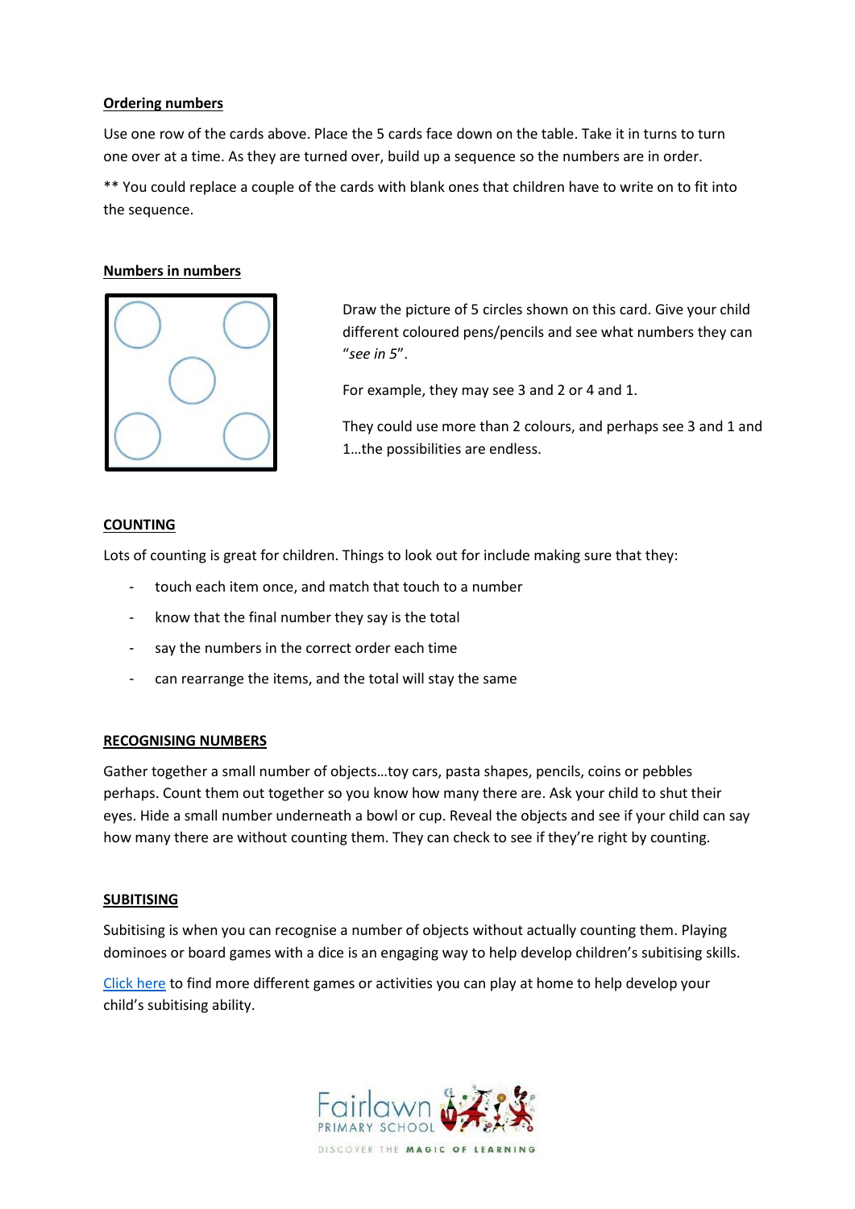**Ordering numbers**

Use one row of the cards above. Place the 5 cards face down on the table. Take it in turns to turn one over at a time. As they are turned over, build up a sequence so the numbers are in order.

** You could replace a couple of the cards with blank ones that children have to write on to fit into the sequence.

**Numbers in numbers**

Draw the picture of 5 circles shown on this card. Give your child different coloured pens/pencils and see what numbers they can "*see in 5*".

For example, they may see 3 and 2 or 4 and 1.

They could use more than 2 colours, and perhaps see 3 and 1 and 1…the possibilities are endless.

**COUNTING**

Lots of counting is great for children. Things to look out for include making sure that they:

- touch each item once, and match that touch to a number
- know that the final number they say is the total
- say the numbers in the correct order each time
- can rearrange the items, and the total will stay the same

**RECOGNISING NUMBERS**

Gather together a small number of objects…toy cars, pasta shapes, pencils, coins or pebbles perhaps. Count them out together so you know how many there are. Ask your child to shut their eyes. Hide a small number underneath a bowl or cup. Reveal the objects and see if your child can say how many there are without counting them. They can check to see if they're right by counting.

**SUBITISING**

Subitising is when you can recognise a number of objects without actually counting them. Playing dominoes or board games with a dice is an engaging way to help develop children's subitising skills.

Click here to find more different games or activities you can play at home to help develop your child's subitising ability.

Fairlawn PRIMARY SCHOOL

DISCOVER THE MAGIC OF LEARNING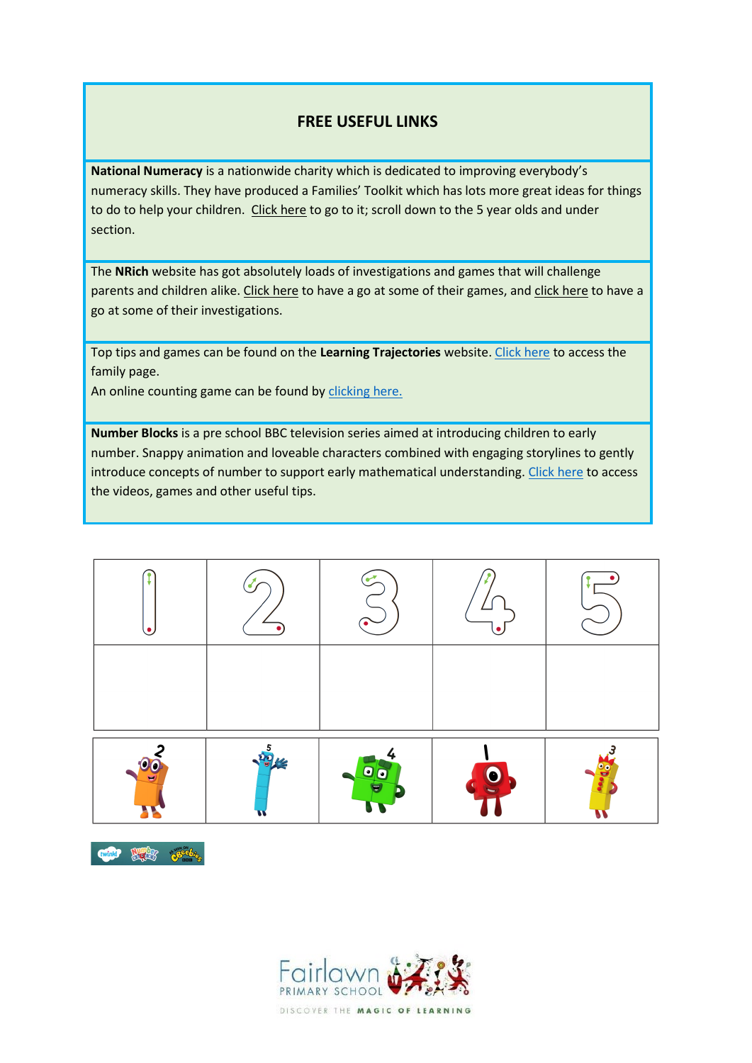## FREE USEFUL LINKS

**National Numeracy** is a nationwide charity which is dedicated to improving everybody's numeracy skills. They have produced a Families' Toolkit which has lots more great ideas for things to do to help your children. Click here to go to it; scroll down to the 5 year olds and under section.

The **NRich** website has got absolutely loads of investigations and games that will challenge parents and children alike. Click here to have a go at some of their games, and click here to have a go at some of their investigations.

Top tips and games can be found on the **Learning Trajectories** website. Click here to access the family page.
An online counting game can be found by clicking here.

**Number Blocks** is a pre school BBC television series aimed at introducing children to early number. Snappy animation and loveable characters combined with engaging storylines to gently introduce concepts of number to support early mathematical understanding. Click here to access the videos, games and other useful tips.

| | | | | |
|---|---|---|---|---|
| 1 | 2 | 3 | 4 | 5 |
| | | | | |

| | | | | |
|---|---|---|---|---|
| 2 | 5 | 4 | 1 | 3 |

Fairlawn PRIMARY SCHOOL
DISCOVER THE MAGIC OF LEARNING